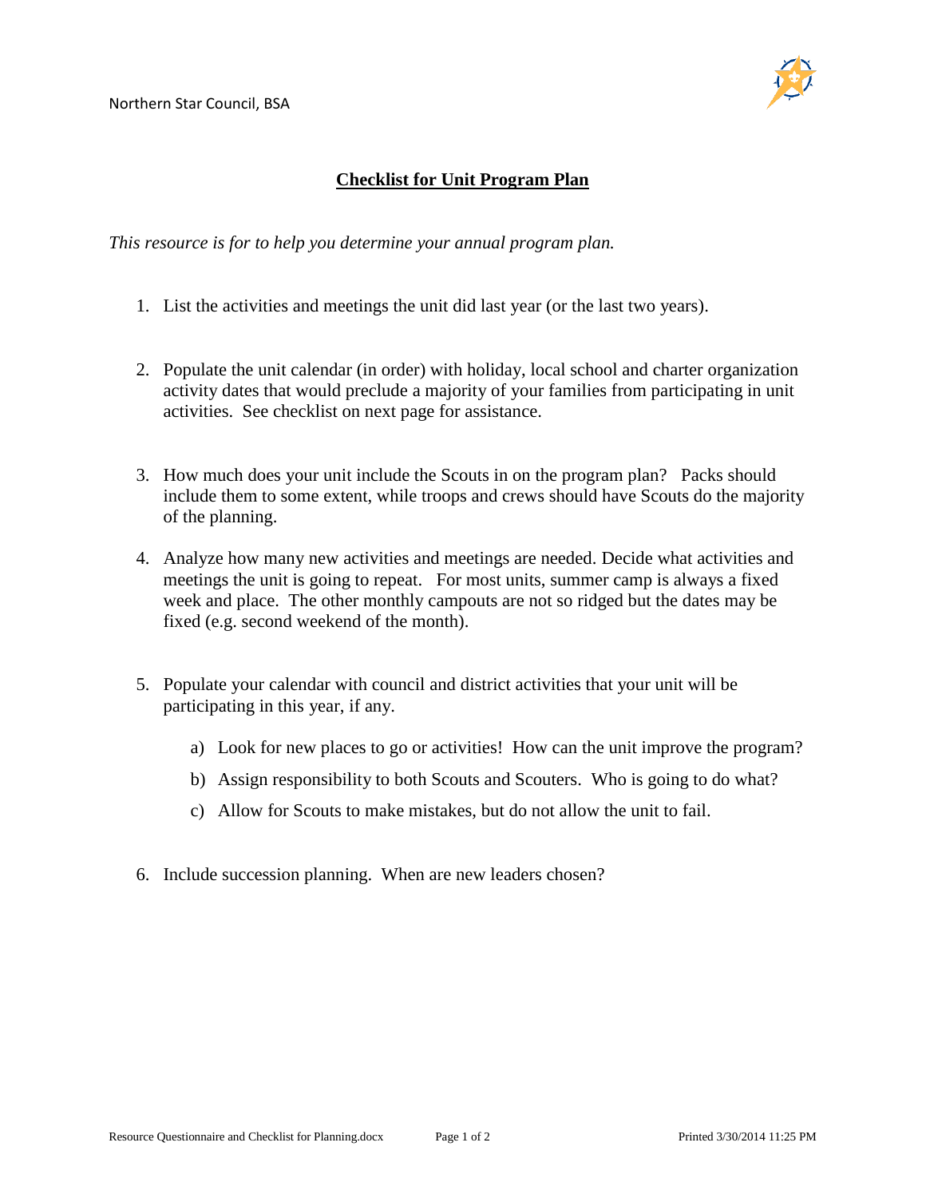Northern Star Council, BSA

# Checklist for Unit Program Plan

*This resource is for to help you determine your annual program plan.*

1. List the activities and meetings the unit did last year (or the last two years).

2. Populate the unit calendar (in order) with holiday, local school and charter organization activity dates that would preclude a majority of your families from participating in unit activities. See checklist on next page for assistance.

3. How much does your unit include the Scouts in on the program plan? Packs should include them to some extent, while troops and crews should have Scouts do the majority of the planning.

4. Analyze how many new activities and meetings are needed. Decide what activities and meetings the unit is going to repeat. For most units, summer camp is always a fixed week and place. The other monthly campouts are not so ridged but the dates may be fixed (e.g. second weekend of the month).

5. Populate your calendar with council and district activities that your unit will be participating in this year, if any.

   a) Look for new places to go or activities! How can the unit improve the program?

   b) Assign responsibility to both Scouts and Scouters. Who is going to do what?

   c) Allow for Scouts to make mistakes, but do not allow the unit to fail.

6. Include succession planning. When are new leaders chosen?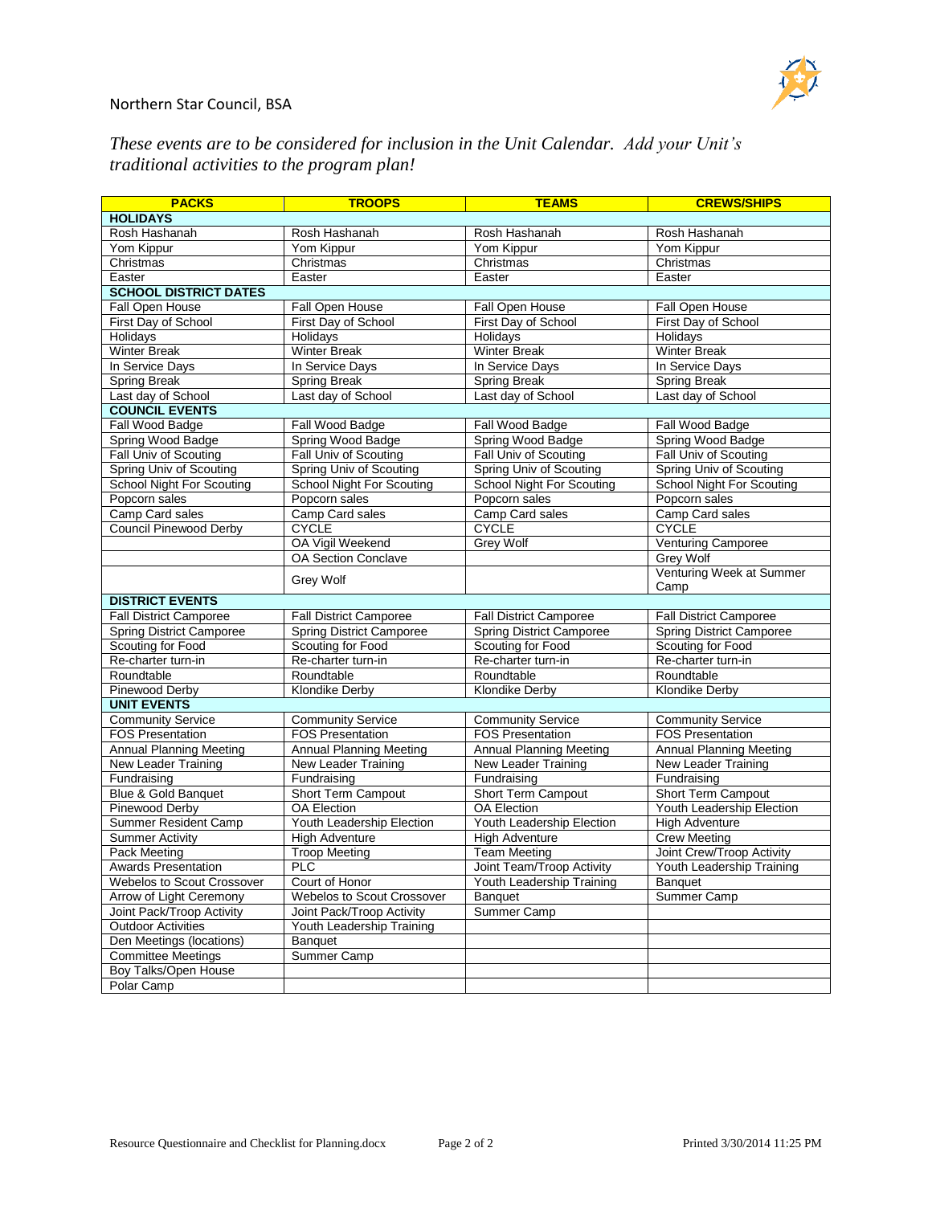Northern Star Council, BSA

*These events are to be considered for inclusion in the Unit Calendar. Add your Unit's traditional activities to the program plan!*

| PACKS | TROOPS | TEAMS | CREWS/SHIPS |
|---|---|---|---|
| **HOLIDAYS** | | | |
| Rosh Hashanah | Rosh Hashanah | Rosh Hashanah | Rosh Hashanah |
| Yom Kippur | Yom Kippur | Yom Kippur | Yom Kippur |
| Christmas | Christmas | Christmas | Christmas |
| Easter | Easter | Easter | Easter |
| **SCHOOL DISTRICT DATES** | | | |
| Fall Open House | Fall Open House | Fall Open House | Fall Open House |
| First Day of School | First Day of School | First Day of School | First Day of School |
| Holidays | Holidays | Holidays | Holidays |
| Winter Break | Winter Break | Winter Break | Winter Break |
| In Service Days | In Service Days | In Service Days | In Service Days |
| Spring Break | Spring Break | Spring Break | Spring Break |
| Last day of School | Last day of School | Last day of School | Last day of School |
| **COUNCIL EVENTS** | | | |
| Fall Wood Badge | Fall Wood Badge | Fall Wood Badge | Fall Wood Badge |
| Spring Wood Badge | Spring Wood Badge | Spring Wood Badge | Spring Wood Badge |
| Fall Univ of Scouting | Fall Univ of Scouting | Fall Univ of Scouting | Fall Univ of Scouting |
| Spring Univ of Scouting | Spring Univ of Scouting | Spring Univ of Scouting | Spring Univ of Scouting |
| School Night For Scouting | School Night For Scouting | School Night For Scouting | School Night For Scouting |
| Popcorn sales | Popcorn sales | Popcorn sales | Popcorn sales |
| Camp Card sales | Camp Card sales | Camp Card sales | Camp Card sales |
| Council Pinewood Derby | CYCLE | CYCLE | CYCLE |
| | OA Vigil Weekend | Grey Wolf | Venturing Camporee |
| | OA Section Conclave | | Grey Wolf |
| | Grey Wolf | | Venturing Week at Summer Camp |
| **DISTRICT EVENTS** | | | |
| Fall District Camporee | Fall District Camporee | Fall District Camporee | Fall District Camporee |
| Spring District Camporee | Spring District Camporee | Spring District Camporee | Spring District Camporee |
| Scouting for Food | Scouting for Food | Scouting for Food | Scouting for Food |
| Re-charter turn-in | Re-charter turn-in | Re-charter turn-in | Re-charter turn-in |
| Roundtable | Roundtable | Roundtable | Roundtable |
| Pinewood Derby | Klondike Derby | Klondike Derby | Klondike Derby |
| **UNIT EVENTS** | | | |
| Community Service | Community Service | Community Service | Community Service |
| FOS Presentation | FOS Presentation | FOS Presentation | FOS Presentation |
| Annual Planning Meeting | Annual Planning Meeting | Annual Planning Meeting | Annual Planning Meeting |
| New Leader Training | New Leader Training | New Leader Training | New Leader Training |
| Fundraising | Fundraising | Fundraising | Fundraising |
| Blue & Gold Banquet | Short Term Campout | Short Term Campout | Short Term Campout |
| Pinewood Derby | OA Election | OA Election | Youth Leadership Election |
| Summer Resident Camp | Youth Leadership Election | Youth Leadership Election | High Adventure |
| Summer Activity | High Adventure | High Adventure | Crew Meeting |
| Pack Meeting | Troop Meeting | Team Meeting | Joint Crew/Troop Activity |
| Awards Presentation | PLC | Joint Team/Troop Activity | Youth Leadership Training |
| Webelos to Scout Crossover | Court of Honor | Youth Leadership Training | Banquet |
| Arrow of Light Ceremony | Webelos to Scout Crossover | Banquet | Summer Camp |
| Joint Pack/Troop Activity | Joint Pack/Troop Activity | Summer Camp | |
| Outdoor Activities | Youth Leadership Training | | |
| Den Meetings (locations) | Banquet | | |
| Committee Meetings | Summer Camp | | |
| Boy Talks/Open House | | | |
| Polar Camp | | | |